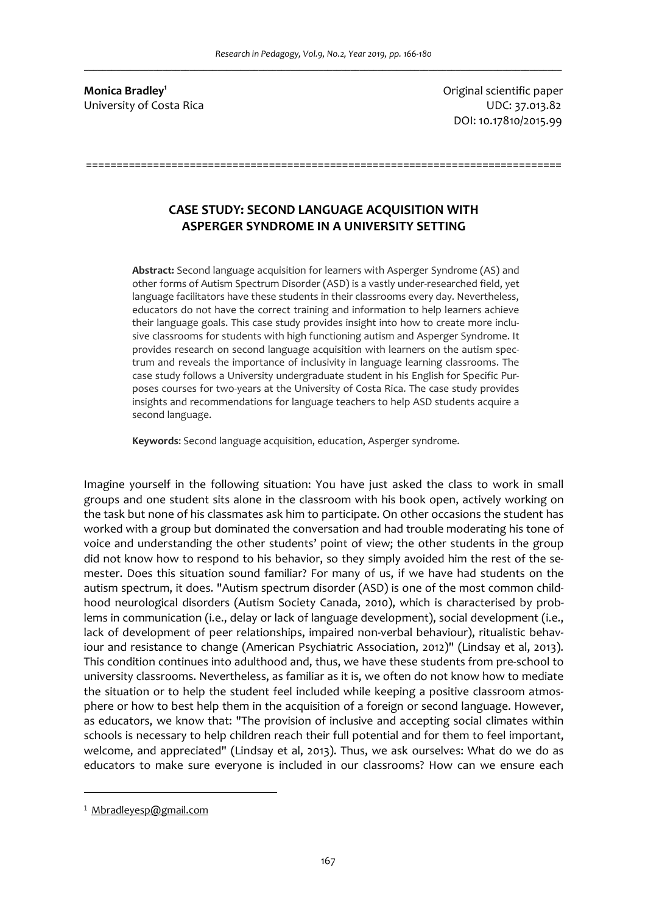**Monica Bradley**[1]
University of Costa Rica

Original scientific paper
UDC: 37.013.82
DOI: 10.17810/2015.99

==========================================================================

## CASE STUDY: SECOND LANGUAGE ACQUISITION WITH ASPERGER SYNDROME IN A UNIVERSITY SETTING

**Abstract:** Second language acquisition for learners with Asperger Syndrome (AS) and other forms of Autism Spectrum Disorder (ASD) is a vastly under-researched field, yet language facilitators have these students in their classrooms every day. Nevertheless, educators do not have the correct training and information to help learners achieve their language goals. This case study provides insight into how to create more inclusive classrooms for students with high functioning autism and Asperger Syndrome. It provides research on second language acquisition with learners on the autism spectrum and reveals the importance of inclusivity in language learning classrooms. The case study follows a University undergraduate student in his English for Specific Purposes courses for two-years at the University of Costa Rica. The case study provides insights and recommendations for language teachers to help ASD students acquire a second language.

**Keywords**: Second language acquisition, education, Asperger syndrome.

Imagine yourself in the following situation: You have just asked the class to work in small groups and one student sits alone in the classroom with his book open, actively working on the task but none of his classmates ask him to participate. On other occasions the student has worked with a group but dominated the conversation and had trouble moderating his tone of voice and understanding the other students' point of view; the other students in the group did not know how to respond to his behavior, so they simply avoided him the rest of the semester. Does this situation sound familiar? For many of us, if we have had students on the autism spectrum, it does. "Autism spectrum disorder (ASD) is one of the most common childhood neurological disorders (Autism Society Canada, 2010), which is characterised by problems in communication (i.e., delay or lack of language development), social development (i.e., lack of development of peer relationships, impaired non-verbal behaviour), ritualistic behaviour and resistance to change (American Psychiatric Association, 2012)" (Lindsay et al, 2013). This condition continues into adulthood and, thus, we have these students from pre-school to university classrooms. Nevertheless, as familiar as it is, we often do not know how to mediate the situation or to help the student feel included while keeping a positive classroom atmosphere or how to best help them in the acquisition of a foreign or second language. However, as educators, we know that: "The provision of inclusive and accepting social climates within schools is necessary to help children reach their full potential and for them to feel important, welcome, and appreciated" (Lindsay et al, 2013). Thus, we ask ourselves: What do we do as educators to make sure everyone is included in our classrooms? How can we ensure each

[1] Mbradleyesp@gmail.com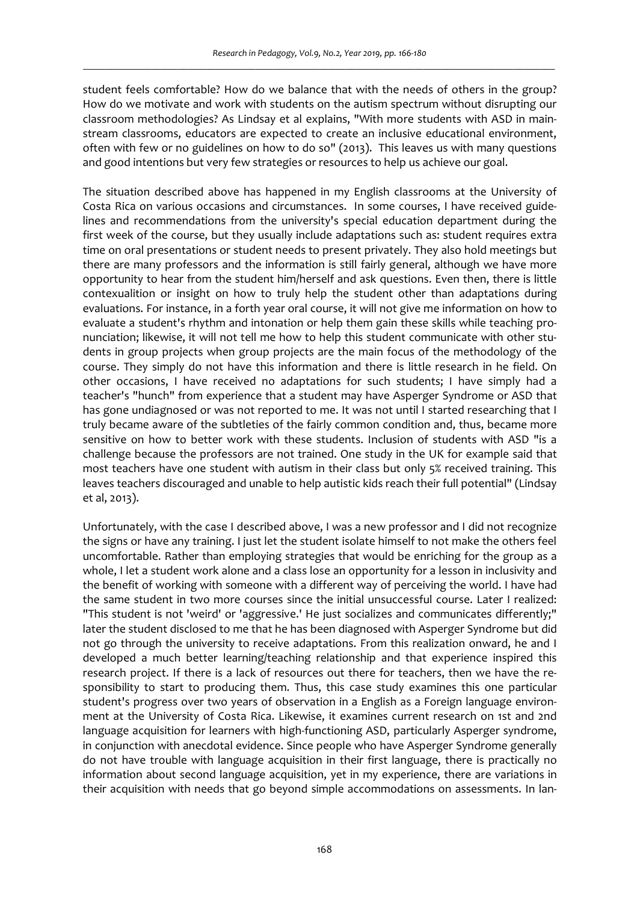student feels comfortable? How do we balance that with the needs of others in the group? How do we motivate and work with students on the autism spectrum without disrupting our classroom methodologies? As Lindsay et al explains, "With more students with ASD in mainstream classrooms, educators are expected to create an inclusive educational environment, often with few or no guidelines on how to do so" (2013). This leaves us with many questions and good intentions but very few strategies or resources to help us achieve our goal.

The situation described above has happened in my English classrooms at the University of Costa Rica on various occasions and circumstances. In some courses, I have received guidelines and recommendations from the university's special education department during the first week of the course, but they usually include adaptations such as: student requires extra time on oral presentations or student needs to present privately. They also hold meetings but there are many professors and the information is still fairly general, although we have more opportunity to hear from the student him/herself and ask questions. Even then, there is little contexualition or insight on how to truly help the student other than adaptations during evaluations. For instance, in a forth year oral course, it will not give me information on how to evaluate a student's rhythm and intonation or help them gain these skills while teaching pronunciation; likewise, it will not tell me how to help this student communicate with other students in group projects when group projects are the main focus of the methodology of the course. They simply do not have this information and there is little research in he field. On other occasions, I have received no adaptations for such students; I have simply had a teacher's "hunch" from experience that a student may have Asperger Syndrome or ASD that has gone undiagnosed or was not reported to me. It was not until I started researching that I truly became aware of the subtleties of the fairly common condition and, thus, became more sensitive on how to better work with these students. Inclusion of students with ASD "is a challenge because the professors are not trained. One study in the UK for example said that most teachers have one student with autism in their class but only 5% received training. This leaves teachers discouraged and unable to help autistic kids reach their full potential" (Lindsay et al, 2013).

Unfortunately, with the case I described above, I was a new professor and I did not recognize the signs or have any training. I just let the student isolate himself to not make the others feel uncomfortable. Rather than employing strategies that would be enriching for the group as a whole, I let a student work alone and a class lose an opportunity for a lesson in inclusivity and the benefit of working with someone with a different way of perceiving the world. I have had the same student in two more courses since the initial unsuccessful course. Later I realized: "This student is not 'weird' or 'aggressive.' He just socializes and communicates differently;" later the student disclosed to me that he has been diagnosed with Asperger Syndrome but did not go through the university to receive adaptations. From this realization onward, he and I developed a much better learning/teaching relationship and that experience inspired this research project. If there is a lack of resources out there for teachers, then we have the responsibility to start to producing them. Thus, this case study examines this one particular student's progress over two years of observation in a English as a Foreign language environment at the University of Costa Rica. Likewise, it examines current research on 1st and 2nd language acquisition for learners with high-functioning ASD, particularly Asperger syndrome, in conjunction with anecdotal evidence. Since people who have Asperger Syndrome generally do not have trouble with language acquisition in their first language, there is practically no information about second language acquisition, yet in my experience, there are variations in their acquisition with needs that go beyond simple accommodations on assessments. In lan-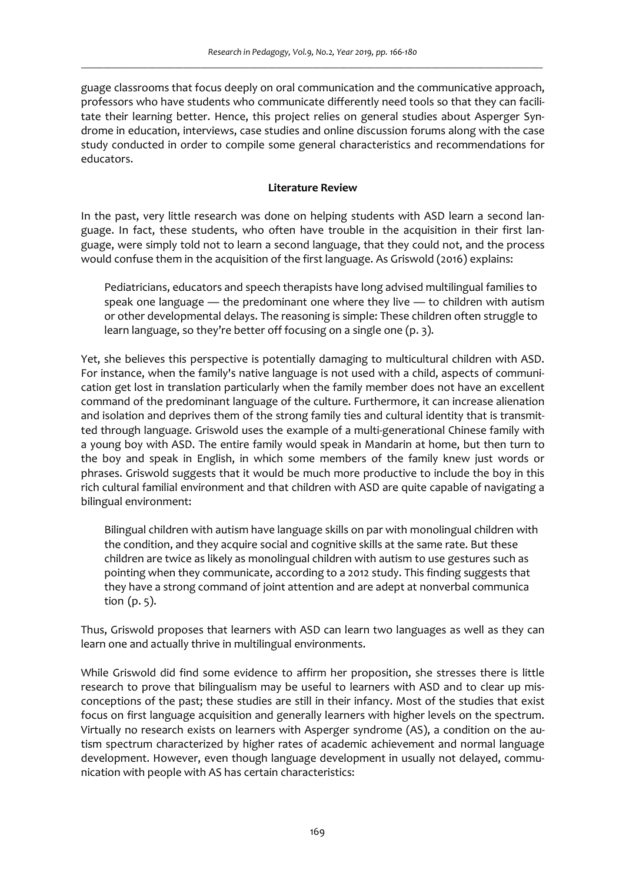guage classrooms that focus deeply on oral communication and the communicative approach, professors who have students who communicate differently need tools so that they can facilitate their learning better. Hence, this project relies on general studies about Asperger Syndrome in education, interviews, case studies and online discussion forums along with the case study conducted in order to compile some general characteristics and recommendations for educators.

**Literature Review**

In the past, very little research was done on helping students with ASD learn a second language. In fact, these students, who often have trouble in the acquisition in their first language, were simply told not to learn a second language, that they could not, and the process would confuse them in the acquisition of the first language. As Griswold (2016) explains:

> Pediatricians, educators and speech therapists have long advised multilingual families to speak one language — the predominant one where they live — to children with autism or other developmental delays. The reasoning is simple: These children often struggle to learn language, so they're better off focusing on a single one (p. 3).

Yet, she believes this perspective is potentially damaging to multicultural children with ASD. For instance, when the family's native language is not used with a child, aspects of communication get lost in translation particularly when the family member does not have an excellent command of the predominant language of the culture. Furthermore, it can increase alienation and isolation and deprives them of the strong family ties and cultural identity that is transmitted through language. Griswold uses the example of a multi-generational Chinese family with a young boy with ASD. The entire family would speak in Mandarin at home, but then turn to the boy and speak in English, in which some members of the family knew just words or phrases. Griswold suggests that it would be much more productive to include the boy in this rich cultural familial environment and that children with ASD are quite capable of navigating a bilingual environment:

> Bilingual children with autism have language skills on par with monolingual children with the condition, and they acquire social and cognitive skills at the same rate. But these children are twice as likely as monolingual children with autism to use gestures such as pointing when they communicate, according to a 2012 study. This finding suggests that they have a strong command of joint attention and are adept at nonverbal communica tion (p. 5).

Thus, Griswold proposes that learners with ASD can learn two languages as well as they can learn one and actually thrive in multilingual environments.

While Griswold did find some evidence to affirm her proposition, she stresses there is little research to prove that bilingualism may be useful to learners with ASD and to clear up misconceptions of the past; these studies are still in their infancy. Most of the studies that exist focus on first language acquisition and generally learners with higher levels on the spectrum. Virtually no research exists on learners with Asperger syndrome (AS), a condition on the autism spectrum characterized by higher rates of academic achievement and normal language development. However, even though language development in usually not delayed, communication with people with AS has certain characteristics: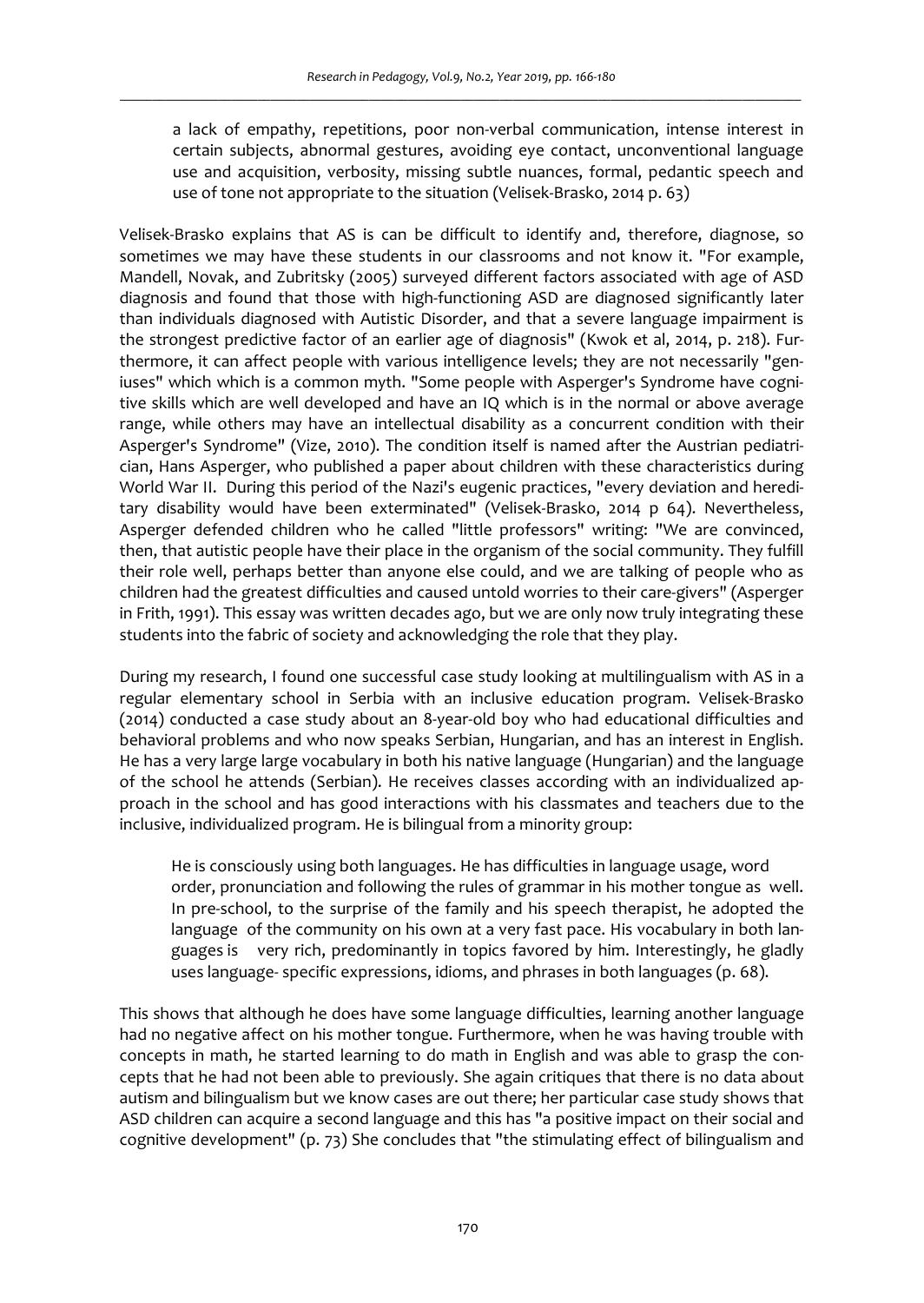> a lack of empathy, repetitions, poor non-verbal communication, intense interest in certain subjects, abnormal gestures, avoiding eye contact, unconventional language use and acquisition, verbosity, missing subtle nuances, formal, pedantic speech and use of tone not appropriate to the situation (Velisek-Brasko, 2014 p. 63)

Velisek-Brasko explains that AS is can be difficult to identify and, therefore, diagnose, so sometimes we may have these students in our classrooms and not know it. "For example, Mandell, Novak, and Zubritsky (2005) surveyed different factors associated with age of ASD diagnosis and found that those with high-functioning ASD are diagnosed significantly later than individuals diagnosed with Autistic Disorder, and that a severe language impairment is the strongest predictive factor of an earlier age of diagnosis" (Kwok et al, 2014, p. 218). Furthermore, it can affect people with various intelligence levels; they are not necessarily "geniuses" which which is a common myth. "Some people with Asperger's Syndrome have cognitive skills which are well developed and have an IQ which is in the normal or above average range, while others may have an intellectual disability as a concurrent condition with their Asperger's Syndrome" (Vize, 2010). The condition itself is named after the Austrian pediatrician, Hans Asperger, who published a paper about children with these characteristics during World War II. During this period of the Nazi's eugenic practices, "every deviation and hereditary disability would have been exterminated" (Velisek-Brasko, 2014 p 64). Nevertheless, Asperger defended children who he called "little professors" writing: "We are convinced, then, that autistic people have their place in the organism of the social community. They fulfill their role well, perhaps better than anyone else could, and we are talking of people who as children had the greatest difficulties and caused untold worries to their care-givers" (Asperger in Frith, 1991). This essay was written decades ago, but we are only now truly integrating these students into the fabric of society and acknowledging the role that they play.

During my research, I found one successful case study looking at multilingualism with AS in a regular elementary school in Serbia with an inclusive education program. Velisek-Brasko (2014) conducted a case study about an 8-year-old boy who had educational difficulties and behavioral problems and who now speaks Serbian, Hungarian, and has an interest in English. He has a very large large vocabulary in both his native language (Hungarian) and the language of the school he attends (Serbian). He receives classes according with an individualized approach in the school and has good interactions with his classmates and teachers due to the inclusive, individualized program. He is bilingual from a minority group:

> He is consciously using both languages. He has difficulties in language usage, word order, pronunciation and following the rules of grammar in his mother tongue as well. In pre-school, to the surprise of the family and his speech therapist, he adopted the language of the community on his own at a very fast pace. His vocabulary in both languages is very rich, predominantly in topics favored by him. Interestingly, he gladly uses language- specific expressions, idioms, and phrases in both languages (p. 68).

This shows that although he does have some language difficulties, learning another language had no negative affect on his mother tongue. Furthermore, when he was having trouble with concepts in math, he started learning to do math in English and was able to grasp the concepts that he had not been able to previously. She again critiques that there is no data about autism and bilingualism but we know cases are out there; her particular case study shows that ASD children can acquire a second language and this has "a positive impact on their social and cognitive development" (p. 73) She concludes that "the stimulating effect of bilingualism and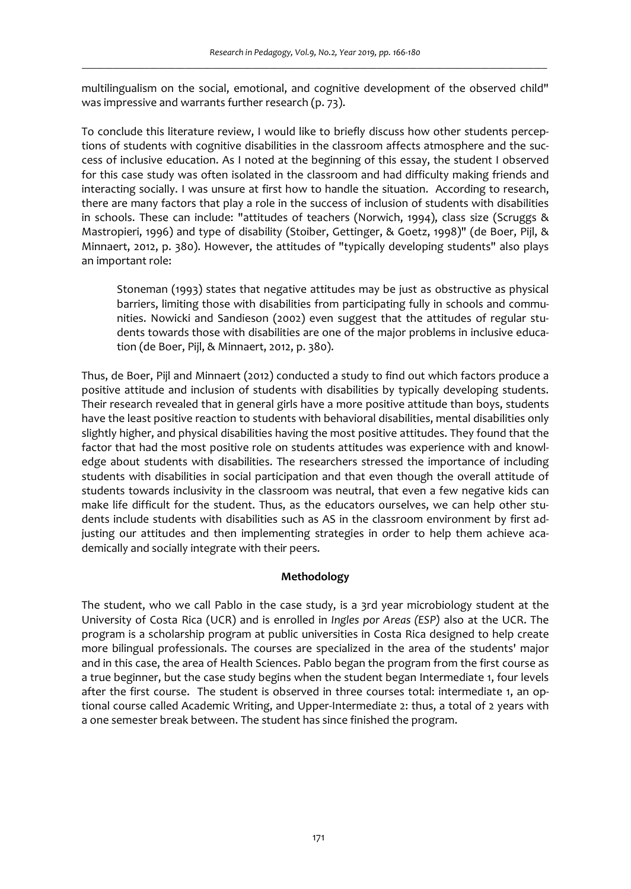multilingualism on the social, emotional, and cognitive development of the observed child" was impressive and warrants further research (p. 73).

To conclude this literature review, I would like to briefly discuss how other students perceptions of students with cognitive disabilities in the classroom affects atmosphere and the success of inclusive education. As I noted at the beginning of this essay, the student I observed for this case study was often isolated in the classroom and had difficulty making friends and interacting socially. I was unsure at first how to handle the situation. According to research, there are many factors that play a role in the success of inclusion of students with disabilities in schools. These can include: "attitudes of teachers (Norwich, 1994), class size (Scruggs & Mastropieri, 1996) and type of disability (Stoiber, Gettinger, & Goetz, 1998)" (de Boer, Pijl, & Minnaert, 2012, p. 380). However, the attitudes of "typically developing students" also plays an important role:

> Stoneman (1993) states that negative attitudes may be just as obstructive as physical barriers, limiting those with disabilities from participating fully in schools and communities. Nowicki and Sandieson (2002) even suggest that the attitudes of regular students towards those with disabilities are one of the major problems in inclusive education (de Boer, Pijl, & Minnaert, 2012, p. 380).

Thus, de Boer, Pijl and Minnaert (2012) conducted a study to find out which factors produce a positive attitude and inclusion of students with disabilities by typically developing students. Their research revealed that in general girls have a more positive attitude than boys, students have the least positive reaction to students with behavioral disabilities, mental disabilities only slightly higher, and physical disabilities having the most positive attitudes. They found that the factor that had the most positive role on students attitudes was experience with and knowledge about students with disabilities. The researchers stressed the importance of including students with disabilities in social participation and that even though the overall attitude of students towards inclusivity in the classroom was neutral, that even a few negative kids can make life difficult for the student. Thus, as the educators ourselves, we can help other students include students with disabilities such as AS in the classroom environment by first adjusting our attitudes and then implementing strategies in order to help them achieve academically and socially integrate with their peers.

## Methodology

The student, who we call Pablo in the case study, is a 3rd year microbiology student at the University of Costa Rica (UCR) and is enrolled in *Ingles por Areas (ESP)* also at the UCR. The program is a scholarship program at public universities in Costa Rica designed to help create more bilingual professionals. The courses are specialized in the area of the students' major and in this case, the area of Health Sciences. Pablo began the program from the first course as a true beginner, but the case study begins when the student began Intermediate 1, four levels after the first course. The student is observed in three courses total: intermediate 1, an optional course called Academic Writing, and Upper-Intermediate 2: thus, a total of 2 years with a one semester break between. The student has since finished the program.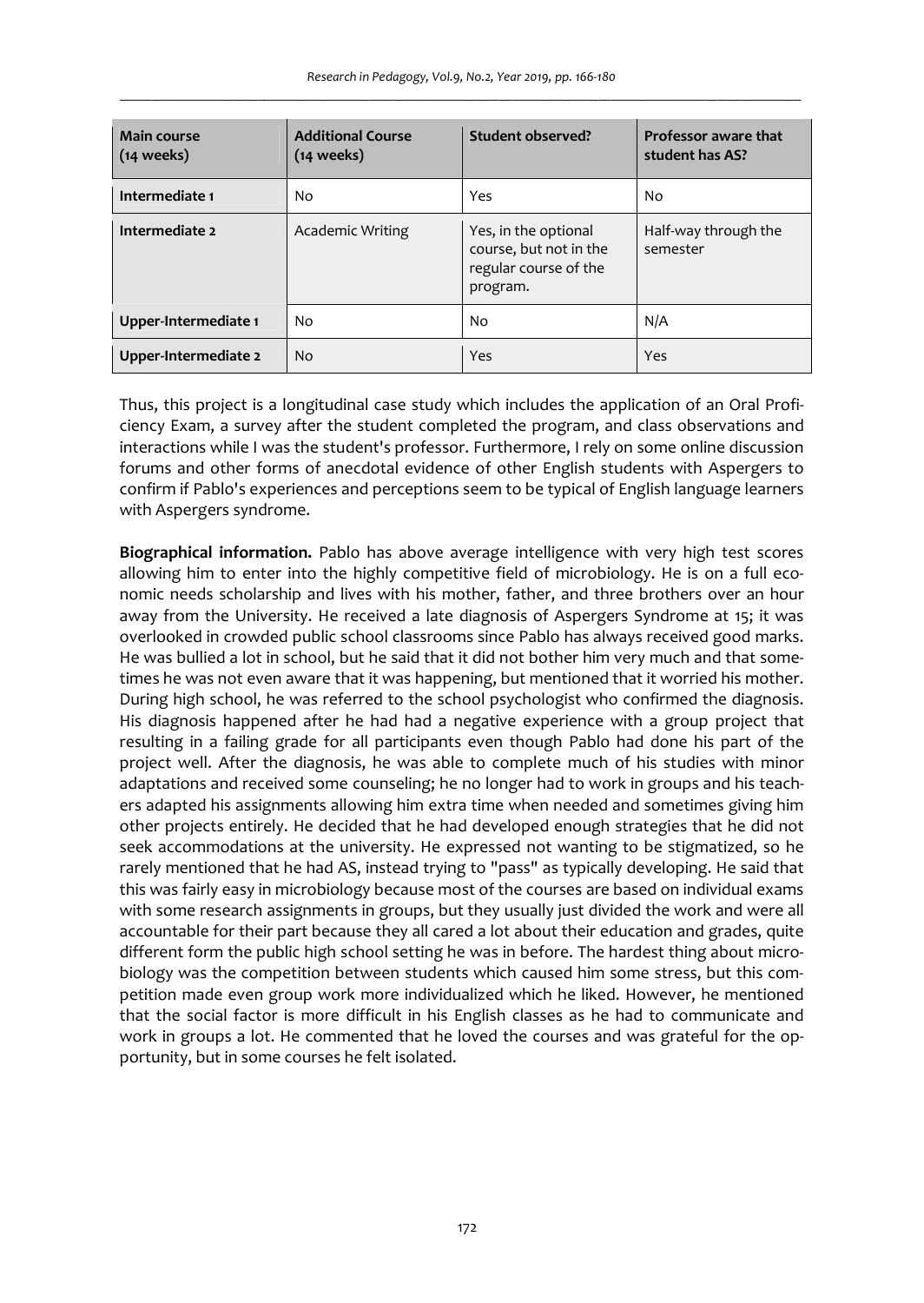| Main course (14 weeks) | Additional Course (14 weeks) | Student observed? | Professor aware that student has AS? |
| --- | --- | --- | --- |
| Intermediate 1 | No | Yes | No |
| Intermediate 2 | Academic Writing | Yes, in the optional course, but not in the regular course of the program. | Half-way through the semester |
| Upper-Intermediate 1 | No | No | N/A |
| Upper-Intermediate 2 | No | Yes | Yes |

Thus, this project is a longitudinal case study which includes the application of an Oral Proficiency Exam, a survey after the student completed the program, and class observations and interactions while I was the student's professor. Furthermore, I rely on some online discussion forums and other forms of anecdotal evidence of other English students with Aspergers to confirm if Pablo's experiences and perceptions seem to be typical of English language learners with Aspergers syndrome.

**Biographical information.** Pablo has above average intelligence with very high test scores allowing him to enter into the highly competitive field of microbiology. He is on a full economic needs scholarship and lives with his mother, father, and three brothers over an hour away from the University. He received a late diagnosis of Aspergers Syndrome at 15; it was overlooked in crowded public school classrooms since Pablo has always received good marks. He was bullied a lot in school, but he said that it did not bother him very much and that sometimes he was not even aware that it was happening, but mentioned that it worried his mother. During high school, he was referred to the school psychologist who confirmed the diagnosis. His diagnosis happened after he had had a negative experience with a group project that resulting in a failing grade for all participants even though Pablo had done his part of the project well. After the diagnosis, he was able to complete much of his studies with minor adaptations and received some counseling; he no longer had to work in groups and his teachers adapted his assignments allowing him extra time when needed and sometimes giving him other projects entirely. He decided that he had developed enough strategies that he did not seek accommodations at the university. He expressed not wanting to be stigmatized, so he rarely mentioned that he had AS, instead trying to "pass" as typically developing. He said that this was fairly easy in microbiology because most of the courses are based on individual exams with some research assignments in groups, but they usually just divided the work and were all accountable for their part because they all cared a lot about their education and grades, quite different form the public high school setting he was in before. The hardest thing about microbiology was the competition between students which caused him some stress, but this competition made even group work more individualized which he liked. However, he mentioned that the social factor is more difficult in his English classes as he had to communicate and work in groups a lot. He commented that he loved the courses and was grateful for the opportunity, but in some courses he felt isolated.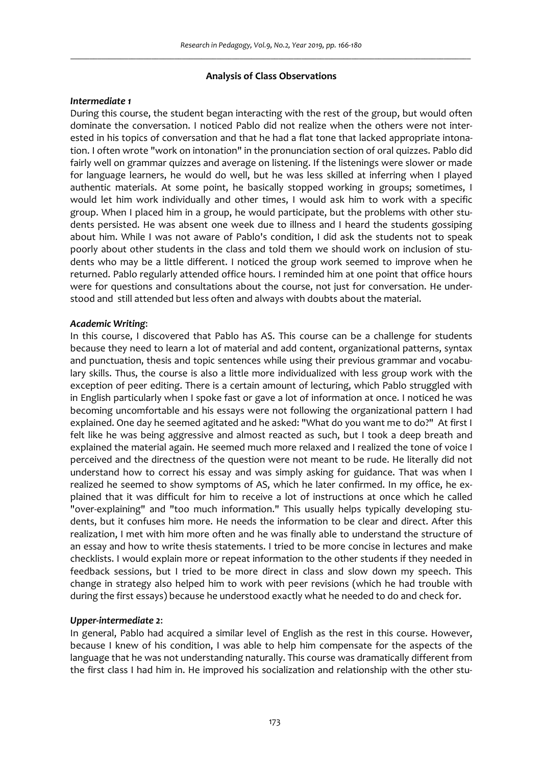**Analysis of Class Observations**

***Intermediate 1***

During this course, the student began interacting with the rest of the group, but would often dominate the conversation. I noticed Pablo did not realize when the others were not interested in his topics of conversation and that he had a flat tone that lacked appropriate intonation. I often wrote "work on intonation" in the pronunciation section of oral quizzes. Pablo did fairly well on grammar quizzes and average on listening. If the listenings were slower or made for language learners, he would do well, but he was less skilled at inferring when I played authentic materials. At some point, he basically stopped working in groups; sometimes, I would let him work individually and other times, I would ask him to work with a specific group. When I placed him in a group, he would participate, but the problems with other students persisted. He was absent one week due to illness and I heard the students gossiping about him. While I was not aware of Pablo's condition, I did ask the students not to speak poorly about other students in the class and told them we should work on inclusion of students who may be a little different. I noticed the group work seemed to improve when he returned. Pablo regularly attended office hours. I reminded him at one point that office hours were for questions and consultations about the course, not just for conversation. He understood and still attended but less often and always with doubts about the material.

***Academic Writing***:

In this course, I discovered that Pablo has AS. This course can be a challenge for students because they need to learn a lot of material and add content, organizational patterns, syntax and punctuation, thesis and topic sentences while using their previous grammar and vocabulary skills. Thus, the course is also a little more individualized with less group work with the exception of peer editing. There is a certain amount of lecturing, which Pablo struggled with in English particularly when I spoke fast or gave a lot of information at once. I noticed he was becoming uncomfortable and his essays were not following the organizational pattern I had explained. One day he seemed agitated and he asked: "What do you want me to do?" At first I felt like he was being aggressive and almost reacted as such, but I took a deep breath and explained the material again. He seemed much more relaxed and I realized the tone of voice I perceived and the directness of the question were not meant to be rude. He literally did not understand how to correct his essay and was simply asking for guidance. That was when I realized he seemed to show symptoms of AS, which he later confirmed. In my office, he explained that it was difficult for him to receive a lot of instructions at once which he called "over-explaining" and "too much information." This usually helps typically developing students, but it confuses him more. He needs the information to be clear and direct. After this realization, I met with him more often and he was finally able to understand the structure of an essay and how to write thesis statements. I tried to be more concise in lectures and make checklists. I would explain more or repeat information to the other students if they needed in feedback sessions, but I tried to be more direct in class and slow down my speech. This change in strategy also helped him to work with peer revisions (which he had trouble with during the first essays) because he understood exactly what he needed to do and check for.

***Upper-intermediate 2***:

In general, Pablo had acquired a similar level of English as the rest in this course. However, because I knew of his condition, I was able to help him compensate for the aspects of the language that he was not understanding naturally. This course was dramatically different from the first class I had him in. He improved his socialization and relationship with the other stu-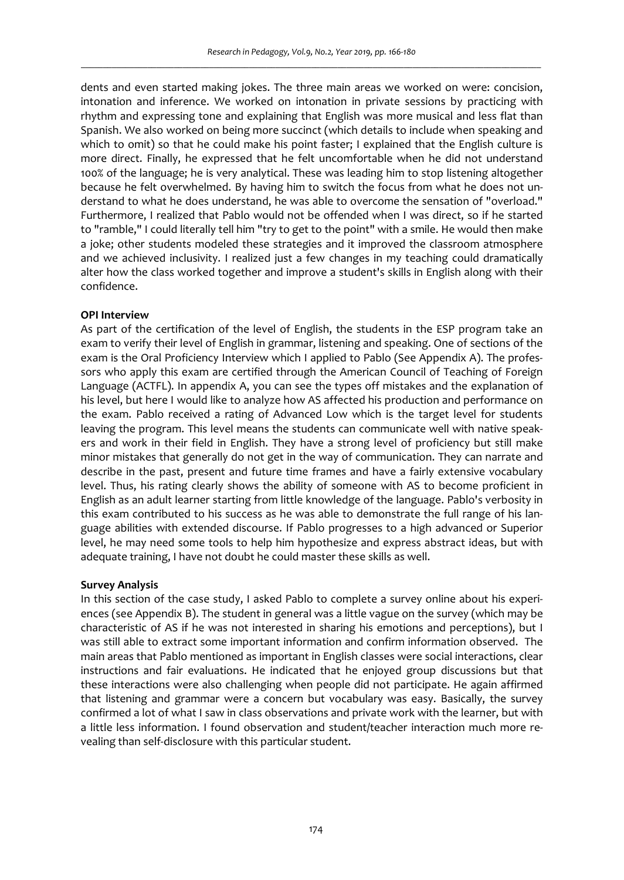dents and even started making jokes. The three main areas we worked on were: concision, intonation and inference. We worked on intonation in private sessions by practicing with rhythm and expressing tone and explaining that English was more musical and less flat than Spanish. We also worked on being more succinct (which details to include when speaking and which to omit) so that he could make his point faster; I explained that the English culture is more direct. Finally, he expressed that he felt uncomfortable when he did not understand 100% of the language; he is very analytical. These was leading him to stop listening altogether because he felt overwhelmed. By having him to switch the focus from what he does not understand to what he does understand, he was able to overcome the sensation of "overload." Furthermore, I realized that Pablo would not be offended when I was direct, so if he started to "ramble," I could literally tell him "try to get to the point" with a smile. He would then make a joke; other students modeled these strategies and it improved the classroom atmosphere and we achieved inclusivity. I realized just a few changes in my teaching could dramatically alter how the class worked together and improve a student's skills in English along with their confidence.

**OPI Interview**

As part of the certification of the level of English, the students in the ESP program take an exam to verify their level of English in grammar, listening and speaking. One of sections of the exam is the Oral Proficiency Interview which I applied to Pablo (See Appendix A). The professors who apply this exam are certified through the American Council of Teaching of Foreign Language (ACTFL). In appendix A, you can see the types off mistakes and the explanation of his level, but here I would like to analyze how AS affected his production and performance on the exam. Pablo received a rating of Advanced Low which is the target level for students leaving the program. This level means the students can communicate well with native speakers and work in their field in English. They have a strong level of proficiency but still make minor mistakes that generally do not get in the way of communication. They can narrate and describe in the past, present and future time frames and have a fairly extensive vocabulary level. Thus, his rating clearly shows the ability of someone with AS to become proficient in English as an adult learner starting from little knowledge of the language. Pablo's verbosity in this exam contributed to his success as he was able to demonstrate the full range of his language abilities with extended discourse. If Pablo progresses to a high advanced or Superior level, he may need some tools to help him hypothesize and express abstract ideas, but with adequate training, I have not doubt he could master these skills as well.

**Survey Analysis**

In this section of the case study, I asked Pablo to complete a survey online about his experiences (see Appendix B). The student in general was a little vague on the survey (which may be characteristic of AS if he was not interested in sharing his emotions and perceptions), but I was still able to extract some important information and confirm information observed. The main areas that Pablo mentioned as important in English classes were social interactions, clear instructions and fair evaluations. He indicated that he enjoyed group discussions but that these interactions were also challenging when people did not participate. He again affirmed that listening and grammar were a concern but vocabulary was easy. Basically, the survey confirmed a lot of what I saw in class observations and private work with the learner, but with a little less information. I found observation and student/teacher interaction much more revealing than self-disclosure with this particular student.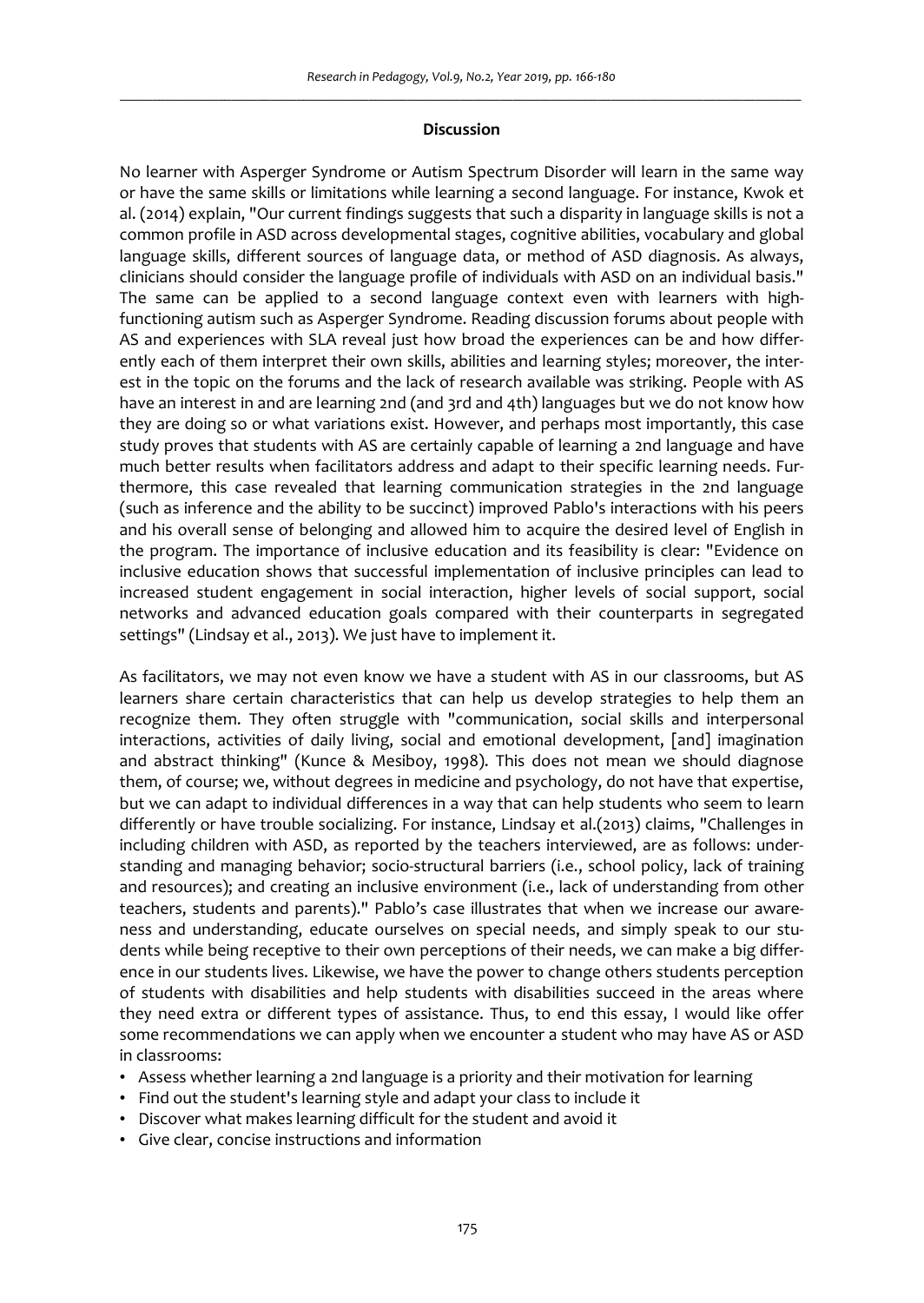## Discussion

No learner with Asperger Syndrome or Autism Spectrum Disorder will learn in the same way or have the same skills or limitations while learning a second language. For instance, Kwok et al. (2014) explain, "Our current findings suggests that such a disparity in language skills is not a common profile in ASD across developmental stages, cognitive abilities, vocabulary and global language skills, different sources of language data, or method of ASD diagnosis. As always, clinicians should consider the language profile of individuals with ASD on an individual basis." The same can be applied to a second language context even with learners with high-functioning autism such as Asperger Syndrome. Reading discussion forums about people with AS and experiences with SLA reveal just how broad the experiences can be and how differently each of them interpret their own skills, abilities and learning styles; moreover, the interest in the topic on the forums and the lack of research available was striking. People with AS have an interest in and are learning 2nd (and 3rd and 4th) languages but we do not know how they are doing so or what variations exist. However, and perhaps most importantly, this case study proves that students with AS are certainly capable of learning a 2nd language and have much better results when facilitators address and adapt to their specific learning needs. Furthermore, this case revealed that learning communication strategies in the 2nd language (such as inference and the ability to be succinct) improved Pablo's interactions with his peers and his overall sense of belonging and allowed him to acquire the desired level of English in the program. The importance of inclusive education and its feasibility is clear: "Evidence on inclusive education shows that successful implementation of inclusive principles can lead to increased student engagement in social interaction, higher levels of social support, social networks and advanced education goals compared with their counterparts in segregated settings" (Lindsay et al., 2013). We just have to implement it.

As facilitators, we may not even know we have a student with AS in our classrooms, but AS learners share certain characteristics that can help us develop strategies to help them an recognize them. They often struggle with "communication, social skills and interpersonal interactions, activities of daily living, social and emotional development, [and] imagination and abstract thinking" (Kunce & Mesiboy, 1998). This does not mean we should diagnose them, of course; we, without degrees in medicine and psychology, do not have that expertise, but we can adapt to individual differences in a way that can help students who seem to learn differently or have trouble socializing. For instance, Lindsay et al.(2013) claims, "Challenges in including children with ASD, as reported by the teachers interviewed, are as follows: understanding and managing behavior; socio-structural barriers (i.e., school policy, lack of training and resources); and creating an inclusive environment (i.e., lack of understanding from other teachers, students and parents)." Pablo's case illustrates that when we increase our awareness and understanding, educate ourselves on special needs, and simply speak to our students while being receptive to their own perceptions of their needs, we can make a big difference in our students lives. Likewise, we have the power to change others students perception of students with disabilities and help students with disabilities succeed in the areas where they need extra or different types of assistance. Thus, to end this essay, I would like offer some recommendations we can apply when we encounter a student who may have AS or ASD in classrooms:

- Assess whether learning a 2nd language is a priority and their motivation for learning
- Find out the student's learning style and adapt your class to include it
- Discover what makes learning difficult for the student and avoid it
- Give clear, concise instructions and information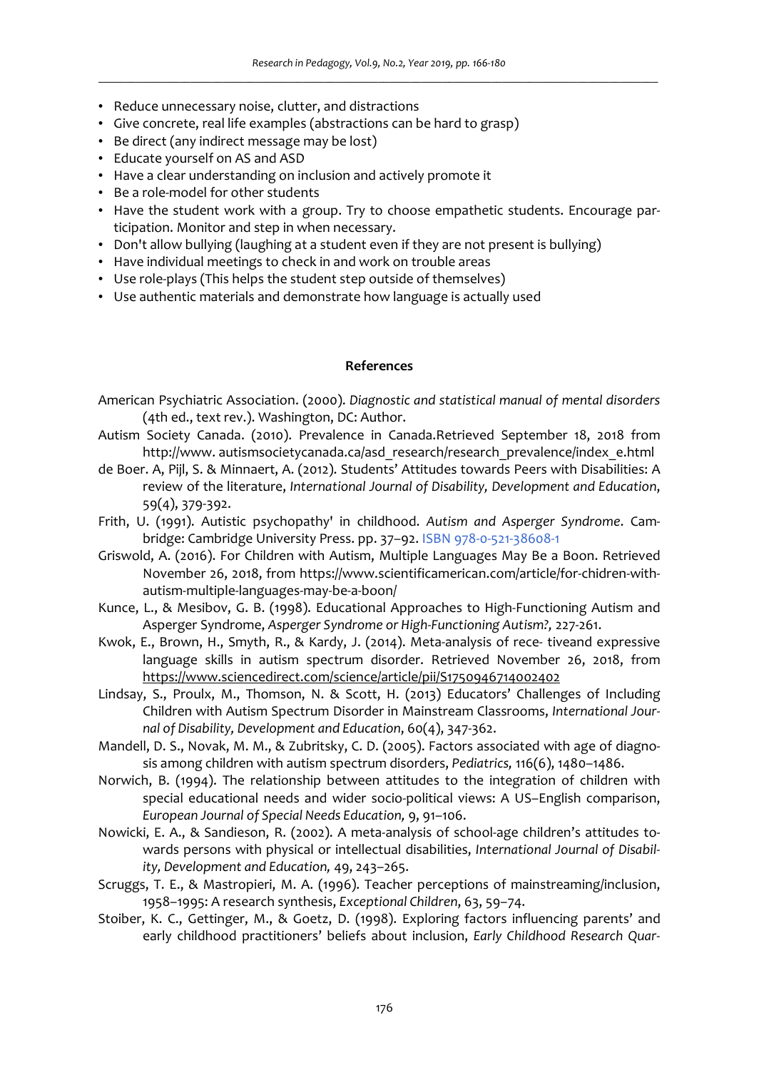- Reduce unnecessary noise, clutter, and distractions
- Give concrete, real life examples (abstractions can be hard to grasp)
- Be direct (any indirect message may be lost)
- Educate yourself on AS and ASD
- Have a clear understanding on inclusion and actively promote it
- Be a role-model for other students
- Have the student work with a group. Try to choose empathetic students. Encourage participation. Monitor and step in when necessary.
- Don't allow bullying (laughing at a student even if they are not present is bullying)
- Have individual meetings to check in and work on trouble areas
- Use role-plays (This helps the student step outside of themselves)
- Use authentic materials and demonstrate how language is actually used

## References

American Psychiatric Association. (2000). *Diagnostic and statistical manual of mental disorders* (4th ed., text rev.). Washington, DC: Author.

Autism Society Canada. (2010). Prevalence in Canada.Retrieved September 18, 2018 from http://www. autismsocietycanada.ca/asd_research/research_prevalence/index_e.html

de Boer. A, Pijl, S. & Minnaert, A. (2012). Students' Attitudes towards Peers with Disabilities: A review of the literature, *International Journal of Disability, Development and Education*, 59(4), 379-392.

Frith, U. (1991). Autistic psychopathy' in childhood. *Autism and Asperger Syndrome*. Cambridge: Cambridge University Press. pp. 37–92. ISBN 978-0-521-38608-1

Griswold, A. (2016). For Children with Autism, Multiple Languages May Be a Boon. Retrieved November 26, 2018, from https://www.scientificamerican.com/article/for-chidren-with-autism-multiple-languages-may-be-a-boon/

Kunce, L., & Mesibov, G. B. (1998). Educational Approaches to High-Functioning Autism and Asperger Syndrome, *Asperger Syndrome or High-Functioning Autism?,* 227-261.

Kwok, E., Brown, H., Smyth, R., & Kardy, J. (2014). Meta-analysis of rece- tiveand expressive language skills in autism spectrum disorder. Retrieved November 26, 2018, from https://www.sciencedirect.com/science/article/pii/S1750946714002402

Lindsay, S., Proulx, M., Thomson, N. & Scott, H. (2013) Educators' Challenges of Including Children with Autism Spectrum Disorder in Mainstream Classrooms, *International Journal of Disability, Development and Education*, 60(4), 347-362.

Mandell, D. S., Novak, M. M., & Zubritsky, C. D. (2005). Factors associated with age of diagnosis among children with autism spectrum disorders, *Pediatrics,* 116(6), 1480–1486.

Norwich, B. (1994). The relationship between attitudes to the integration of children with special educational needs and wider socio-political views: A US–English comparison, *European Journal of Special Needs Education,* 9, 91–106.

Nowicki, E. A., & Sandieson, R. (2002). A meta-analysis of school-age children's attitudes towards persons with physical or intellectual disabilities, *International Journal of Disability, Development and Education,* 49, 243–265.

Scruggs, T. E., & Mastropieri, M. A. (1996). Teacher perceptions of mainstreaming/inclusion, 1958–1995: A research synthesis, *Exceptional Children,* 63, 59–74.

Stoiber, K. C., Gettinger, M., & Goetz, D. (1998). Exploring factors influencing parents' and early childhood practitioners' beliefs about inclusion, *Early Childhood Research Quar-*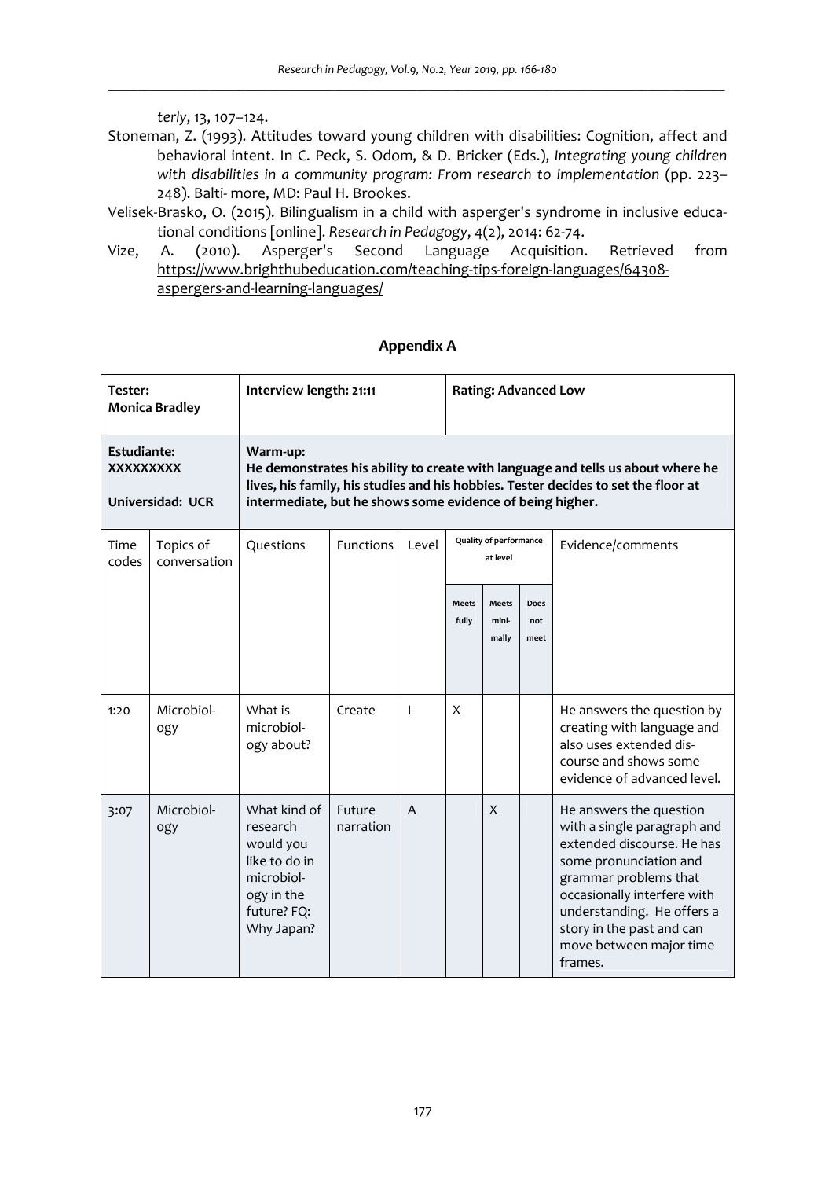*terly*, 13, 107–124.

Stoneman, Z. (1993). Attitudes toward young children with disabilities: Cognition, affect and behavioral intent. In C. Peck, S. Odom, & D. Bricker (Eds.), *Integrating young children with disabilities in a community program: From research to implementation* (pp. 223–248). Balti- more, MD: Paul H. Brookes.

Velisek-Brasko, O. (2015). Bilingualism in a child with asperger's syndrome in inclusive educational conditions [online]. *Research in Pedagogy*, 4(2), 2014: 62-74.

Vize, A. (2010). Asperger's Second Language Acquisition. Retrieved from https://www.brighthubeducation.com/teaching-tips-foreign-languages/64308-aspergers-and-learning-languages/

## Appendix A

| **Tester: Monica Bradley** | | **Interview length: 21:11** | | | **Rating: Advanced Low** | | | |
|---|---|---|---|---|---|---|---|---|
| **Estudiante: XXXXXXXXX**<br><br>**Universidad: UCR** | | **Warm-up:**<br>**He demonstrates his ability to create with language and tells us about where he lives, his family, his studies and his hobbies. Tester decides to set the floor at intermediate, but he shows some evidence of being higher.** | | | | | | |
| Time codes | Topics of conversation | Questions | Functions | Level | Quality of performance at level | | | Evidence/comments |
| | | | | | Meets fully | Meets mini-mally | Does not meet | |
| 1:20 | Microbiol-ogy | What is microbiol-ogy about? | Create | I | X | | | He answers the question by creating with language and also uses extended dis-course and shows some evidence of advanced level. |
| 3:07 | Microbiol-ogy | What kind of research would you like to do in microbiol-ogy in the future? FQ: Why Japan? | Future narration | A | | X | | He answers the question with a single paragraph and extended discourse. He has some pronunciation and grammar problems that occasionally interfere with understanding. He offers a story in the past and can move between major time frames. |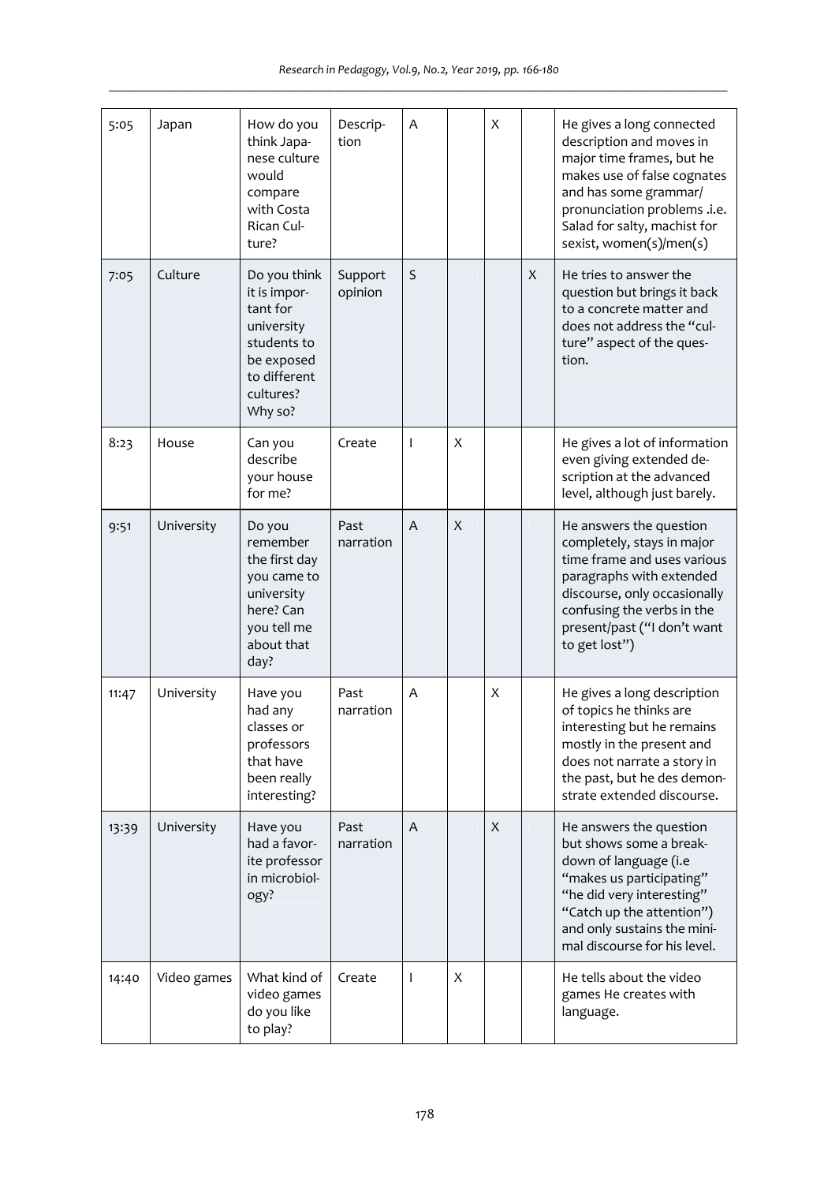| 5:05 | Japan | How do you think Japanese culture would compare with Costa Rican Culture? | Description | A | | X | | He gives a long connected description and moves in major time frames, but he makes use of false cognates and has some grammar/ pronunciation problems .i.e. Salad for salty, machist for sexist, women(s)/men(s) |
|---|---|---|---|---|---|---|---|---|
| 7:05 | Culture | Do you think it is important for university students to be exposed to different cultures? Why so? | Support opinion | S | | | X | He tries to answer the question but brings it back to a concrete matter and does not address the "culture" aspect of the question. |
| 8:23 | House | Can you describe your house for me? | Create | I | X | | | He gives a lot of information even giving extended description at the advanced level, although just barely. |
| 9:51 | University | Do you remember the first day you came to university here? Can you tell me about that day? | Past narration | A | X | | | He answers the question completely, stays in major time frame and uses various paragraphs with extended discourse, only occasionally confusing the verbs in the present/past ("I don't want to get lost") |
| 11:47 | University | Have you had any classes or professors that have been really interesting? | Past narration | A | | X | | He gives a long description of topics he thinks are interesting but he remains mostly in the present and does not narrate a story in the past, but he des demonstrate extended discourse. |
| 13:39 | University | Have you had a favorite professor in microbiology? | Past narration | A | | X | | He answers the question but shows some a breakdown of language (i.e "makes us participating" "he did very interesting" "Catch up the attention") and only sustains the minimal discourse for his level. |
| 14:40 | Video games | What kind of video games do you like to play? | Create | I | X | | | He tells about the video games He creates with language. |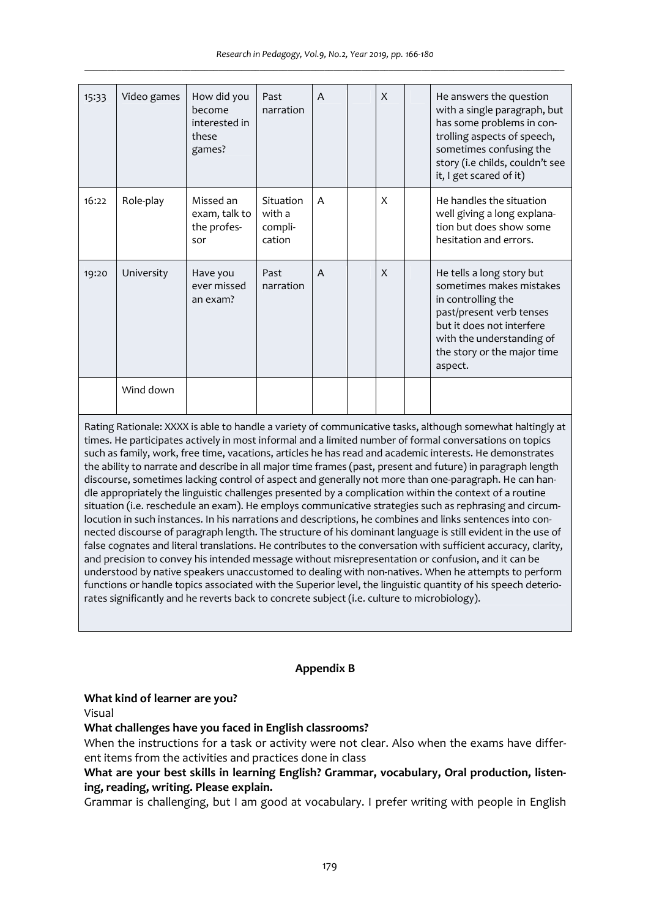| 15:33 | Video games | How did you become interested in these games? | Past narration | A | | X | | He answers the question with a single paragraph, but has some problems in controlling aspects of speech, sometimes confusing the story (i.e childs, couldn't see it, I get scared of it) |
|---|---|---|---|---|---|---|---|---|
| 16:22 | Role-play | Missed an exam, talk to the professor | Situation with a complication | A | | X | | He handles the situation well giving a long explanation but does show some hesitation and errors. |
| 19:20 | University | Have you ever missed an exam? | Past narration | A | | X | | He tells a long story but sometimes makes mistakes in controlling the past/present verb tenses but it does not interfere with the understanding of the story or the major time aspect. |
| | Wind down | | | | | | | |

Rating Rationale: XXXX is able to handle a variety of communicative tasks, although somewhat haltingly at times. He participates actively in most informal and a limited number of formal conversations on topics such as family, work, free time, vacations, articles he has read and academic interests. He demonstrates the ability to narrate and describe in all major time frames (past, present and future) in paragraph length discourse, sometimes lacking control of aspect and generally not more than one-paragraph. He can handle appropriately the linguistic challenges presented by a complication within the context of a routine situation (i.e. reschedule an exam). He employs communicative strategies such as rephrasing and circumlocution in such instances. In his narrations and descriptions, he combines and links sentences into connected discourse of paragraph length. The structure of his dominant language is still evident in the use of false cognates and literal translations. He contributes to the conversation with sufficient accuracy, clarity, and precision to convey his intended message without misrepresentation or confusion, and it can be understood by native speakers unaccustomed to dealing with non-natives. When he attempts to perform functions or handle topics associated with the Superior level, the linguistic quantity of his speech deteriorates significantly and he reverts back to concrete subject (i.e. culture to microbiology).

## Appendix B

**What kind of learner are you?**

Visual

**What challenges have you faced in English classrooms?**

When the instructions for a task or activity were not clear. Also when the exams have different items from the activities and practices done in class

**What are your best skills in learning English? Grammar, vocabulary, Oral production, listening, reading, writing. Please explain.**

Grammar is challenging, but I am good at vocabulary. I prefer writing with people in English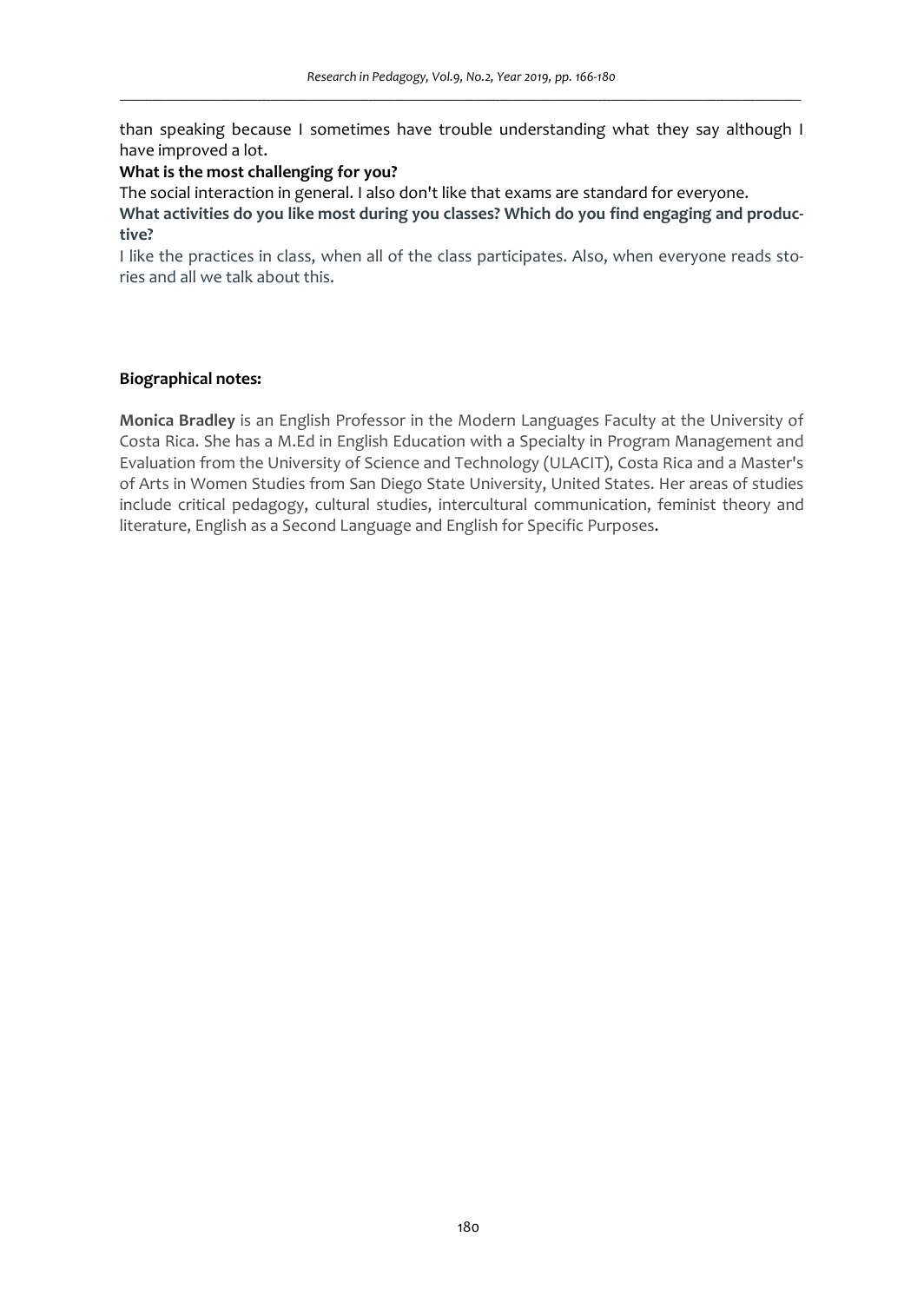than speaking because I sometimes have trouble understanding what they say although I have improved a lot.

**What is the most challenging for you?**

The social interaction in general. I also don't like that exams are standard for everyone.

**What activities do you like most during you classes? Which do you find engaging and productive?**

I like the practices in class, when all of the class participates. Also, when everyone reads stories and all we talk about this.

**Biographical notes:**

**Monica Bradley** is an English Professor in the Modern Languages Faculty at the University of Costa Rica. She has a M.Ed in English Education with a Specialty in Program Management and Evaluation from the University of Science and Technology (ULACIT), Costa Rica and a Master's of Arts in Women Studies from San Diego State University, United States. Her areas of studies include critical pedagogy, cultural studies, intercultural communication, feminist theory and literature, English as a Second Language and English for Specific Purposes.